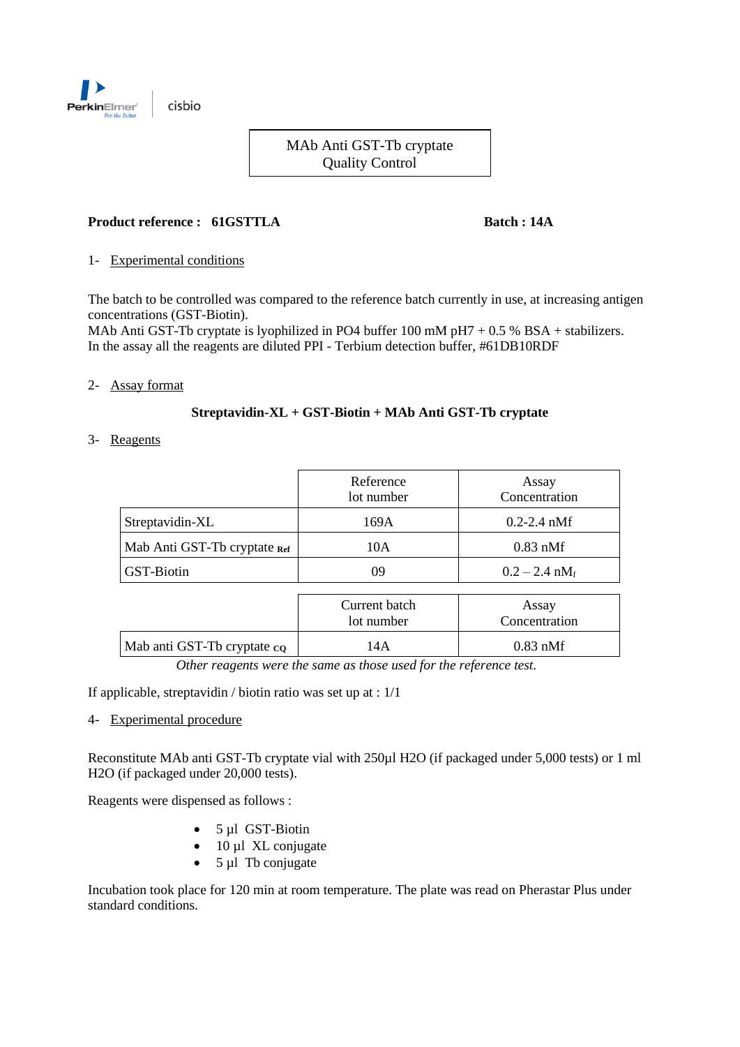PerkinElmer | cisbio

# MAb Anti GST-Tb cryptate Quality Control

**Product reference : 61GSTTLA** **Batch : 14A**

1- Experimental conditions

The batch to be controlled was compared to the reference batch currently in use, at increasing antigen concentrations (GST-Biotin).
MAb Anti GST-Tb cryptate is lyophilized in PO4 buffer 100 mM pH7 + 0.5 % BSA + stabilizers.
In the assay all the reagents are diluted PPI - Terbium detection buffer, #61DB10RDF

2- Assay format

**Streptavidin-XL + GST-Biotin + MAb Anti GST-Tb cryptate**

3- Reagents

| | Reference lot number | Assay Concentration |
|---|---|---|
| Streptavidin-XL | 169A | 0.2-2.4 nMf |
| Mab Anti GST-Tb cryptate $_{Ref}$ | 10A | 0.83 nM |
| GST-Biotin | 09 | 0.2 – 2.4 nM$_f$ |

| | Current batch lot number | Assay Concentration |
|---|---|---|
| Mab anti GST-Tb cryptate $_{CQ}$ | 14A | 0.83 nM |

*Other reagents were the same as those used for the reference test.*

If applicable, streptavidin / biotin ratio was set up at : 1/1

4- Experimental procedure

Reconstitute MAb anti GST-Tb cryptate vial with 250µl H2O (if packaged under 5,000 tests) or 1 ml H2O (if packaged under 20,000 tests).

Reagents were dispensed as follows :

- 5 µl GST-Biotin
- 10 µl XL conjugate
- 5 µl Tb conjugate

Incubation took place for 120 min at room temperature. The plate was read on Pherastar Plus under standard conditions.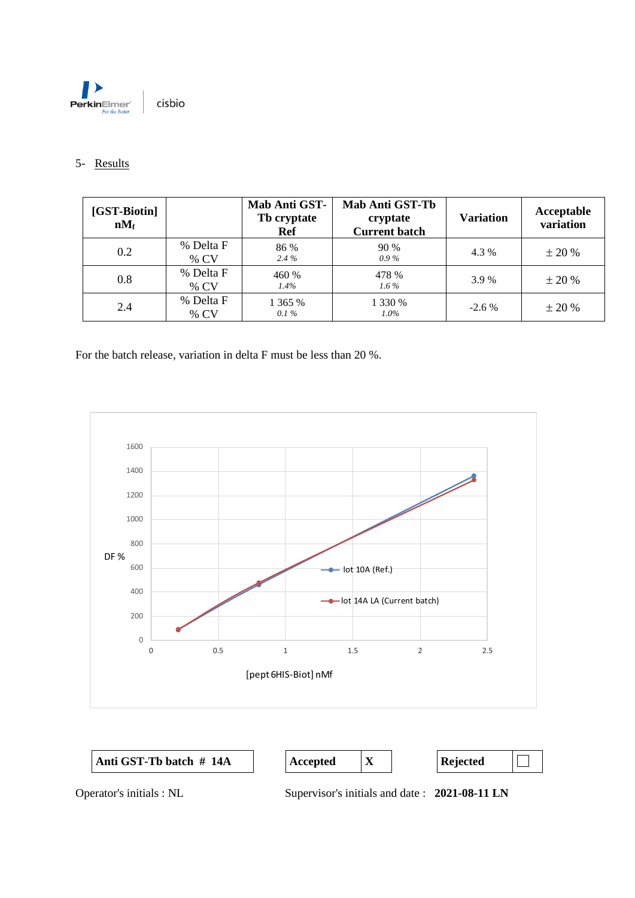5- Results

| [GST-Biotin] $nM_f$ | | Mab Anti GST-Tb cryptate Ref | Mab Anti GST-Tb cryptate Current batch | Variation | Acceptable variation |
|---|---|---|---|---|---|
| 0.2 | % Delta F<br>% CV | 86 %<br>*2.4 %* | 90 %<br>*0.9 %* | 4.3 % | ± 20 % |
| 0.8 | % Delta F<br>% CV | 460 %<br>*1.4%* | 478 %<br>*1.6 %* | 3.9 % | ± 20 % |
| 2.4 | % Delta F<br>% CV | 1 365 %<br>*0.1 %* | 1 330 %<br>*1.0%* | -2.6 % | ± 20 % |

For the batch release, variation in delta F must be less than 20 %.

DF %

1600
1400
1200
1000
800
600
400
200
0

0
0.5
1
1.5
2
2.5

[pept 6HIS-Biot] nMf

lot 10A (Ref.)
lot 14A LA (Current batch)

| | | | | | |
|---|---|---|---|---|---|
| **Anti GST-Tb batch # 14A** | | **Accepted** | **X** | **Rejected** | ☐ |

Operator's initials : NL

Supervisor's initials and date : **2021-08-11 LN**